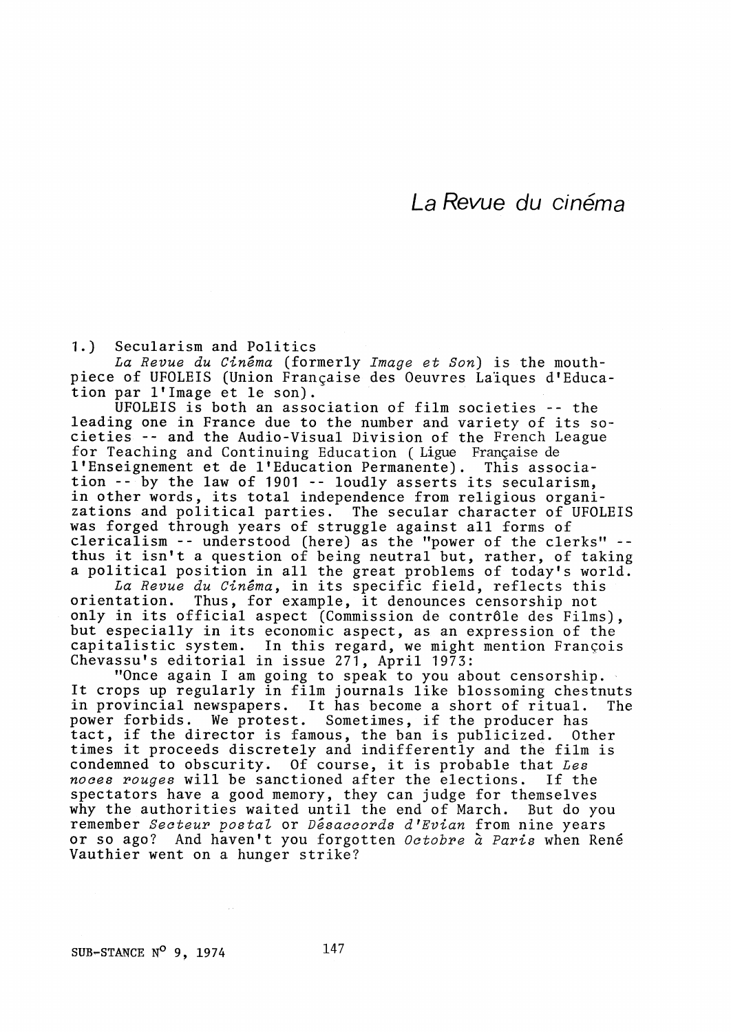# La Revue du cinéma

## 1.) Secularism and Politics

*La Revue du Cinéma* (formerly *Image et Son*) is the mouthpiece of UFOLEIS (Union Française des Oeuvres Laïques d'Education par l'Image et le son).

UFOLEIS is both an association of film societies -- the leading one in France due to the number and variety of its societies -- and the Audio-Visual Division of the French League for Teaching and Continuing Education (Ligue Française de l'Enseignement et de l'Education Permanente). This association -- by the law of 1901 -- loudly asserts its secularism, in other words, its total independence from religious organizations and political parties. The secular character of UFOLEIS was forged through years of struggle against all forms of clericalism -- understood (here) as the "power of the clerks" -- thus it isn't a question of being neutral but, rather, of taking a political position in all the great problems of today's world.

*La Revue du Cinéma*, in its specific field, reflects this orientation. Thus, for example, it denounces censorship not only in its official aspect (Commission de contrôle des Films), but especially in its economic aspect, as an expression of the capitalistic system. In this regard, we might mention François Chevassu's editorial in issue 271, April 1973:

"Once again I am going to speak to you about censorship. It crops up regularly in film journals like blossoming chestnuts in provincial newspapers. It has become a short of ritual. The power forbids. We protest. Sometimes, if the producer has tact, if the director is famous, the ban is publicized. Other times it proceeds discretely and indifferently and the film is condemned to obscurity. Of course, it is probable that *Les noces rouges* will be sanctioned after the elections. If the spectators have a good memory, they can judge for themselves why the authorities waited until the end of March. But do you remember *Secteur postal* or *Désaccords d'Evian* from nine years or so ago? And haven't you forgotten *Octobre à Paris* when René Vauthier went on a hunger strike?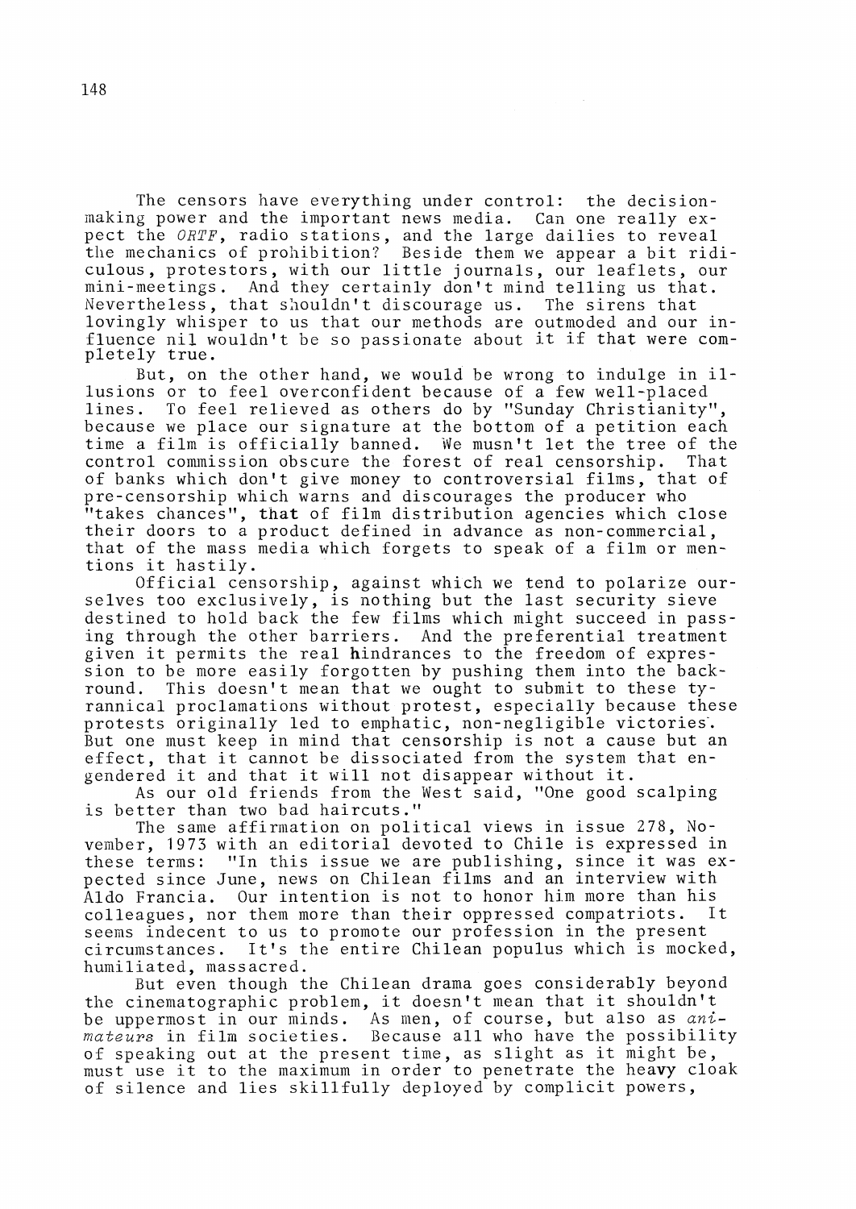The censors have everything under control: the decision-making power and the important news media. Can one really expect the *ORTF*, radio stations, and the large dailies to reveal the mechanics of prohibition? Beside them we appear a bit ridiculous, protestors, with our little journals, our leaflets, our mini-meetings. And they certainly don't mind telling us that. Nevertheless, that shouldn't discourage us. The sirens that lovingly whisper to us that our methods are outmoded and our influence nil wouldn't be so passionate about it if that were completely true.

But, on the other hand, we would be wrong to indulge in illusions or to feel overconfident because of a few well-placed lines. To feel relieved as others do by "Sunday Christianity", because we place our signature at the bottom of a petition each time a film is officially banned. We musn't let the tree of the control commission obscure the forest of real censorship. That of banks which don't give money to controversial films, that of pre-censorship which warns and discourages the producer who "takes chances", that of film distribution agencies which close their doors to a product defined in advance as non-commercial, that of the mass media which forgets to speak of a film or mentions it hastily.

Official censorship, against which we tend to polarize ourselves too exclusively, is nothing but the last security sieve destined to hold back the few films which might succeed in passing through the other barriers. And the preferential treatment given it permits the real hindrances to the freedom of expression to be more easily forgotten by pushing them into the background. This doesn't mean that we ought to submit to these tyrannical proclamations without protest, especially because these protests originally led to emphatic, non-negligible victories. But one must keep in mind that censorship is not a cause but an effect, that it cannot be dissociated from the system that engendered it and that it will not disappear without it.

As our old friends from the West said, "One good scalping is better than two bad haircuts."

The same affirmation on political views in issue 278, November, 1973 with an editorial devoted to Chile is expressed in these terms: "In this issue we are publishing, since it was expected since June, news on Chilean films and an interview with Aldo Francia. Our intention is not to honor him more than his colleagues, nor them more than their oppressed compatriots. It seems indecent to us to promote our profession in the present circumstances. It's the entire Chilean populus which is mocked, humiliated, massacred.

But even though the Chilean drama goes considerably beyond the cinematographic problem, it doesn't mean that it shouldn't be uppermost in our minds. As men, of course, but also as *animateurs* in film societies. Because all who have the possibility of speaking out at the present time, as slight as it might be, must use it to the maximum in order to penetrate the heavy cloak of silence and lies skillfully deployed by complicit powers,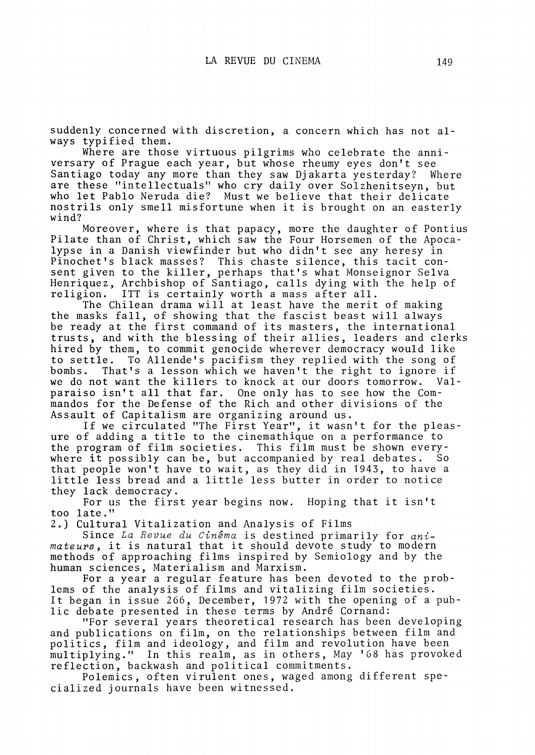suddenly concerned with discretion, a concern which has not always typified them.

Where are those virtuous pilgrims who celebrate the anniversary of Prague each year, but whose rheumy eyes don't see Santiago today any more than they saw Djakarta yesterday? Where are these "intellectuals" who cry daily over Solzhenitseyn, but who let Pablo Neruda die? Must we believe that their delicate nostrils only smell misfortune when it is brought on an easterly wind?

Moreover, where is that papacy, more the daughter of Pontius Pilate than of Christ, which saw the Four Horsemen of the Apocalypse in a Danish viewfinder but who didn't see any heresy in Pinochet's black masses? This chaste silence, this tacit consent given to the killer, perhaps that's what Monseignor Selva Henriquez, Archbishop of Santiago, calls dying with the help of religion. ITT is certainly worth a mass after all.

The Chilean drama will at least have the merit of making the masks fall, of showing that the fascist beast will always be ready at the first command of its masters, the international trusts, and with the blessing of their allies, leaders and clerks hired by them, to commit genocide wherever democracy would like to settle. To Allende's pacifism they replied with the song of bombs. That's a lesson which we haven't the right to ignore if we do not want the killers to knock at our doors tomorrow. Valparaiso isn't all that far. One only has to see how the Commandos for the Defense of the Rich and other divisions of the Assault of Capitalism are organizing around us.

If we circulated "The First Year", it wasn't for the pleasure of adding a title to the cinemathique on a performance to the program of film societies. This film must be shown everywhere it possibly can be, but accompanied by real debates. So that people won't have to wait, as they did in 1943, to have a little less bread and a little less butter in order to notice they lack democracy.

For us the first year begins now. Hoping that it isn't too late."

2.) Cultural Vitalization and Analysis of Films

Since *La Revue du Cinéma* is destined primarily for *animateurs*, it is natural that it should devote study to modern methods of approaching films inspired by Semiology and by the human sciences, Materialism and Marxism.

For a year a regular feature has been devoted to the problems of the analysis of films and vitalizing film societies. It began in issue 266, December, 1972 with the opening of a public debate presented in these terms by André Cornand:

"For several years theoretical research has been developing and publications on film, on the relationships between film and politics, film and ideology, and film and revolution have been multiplying." In this realm, as in others, May '68 has provoked reflection, backwash and political commitments.

Polemics, often virulent ones, waged among different specialized journals have been witnessed.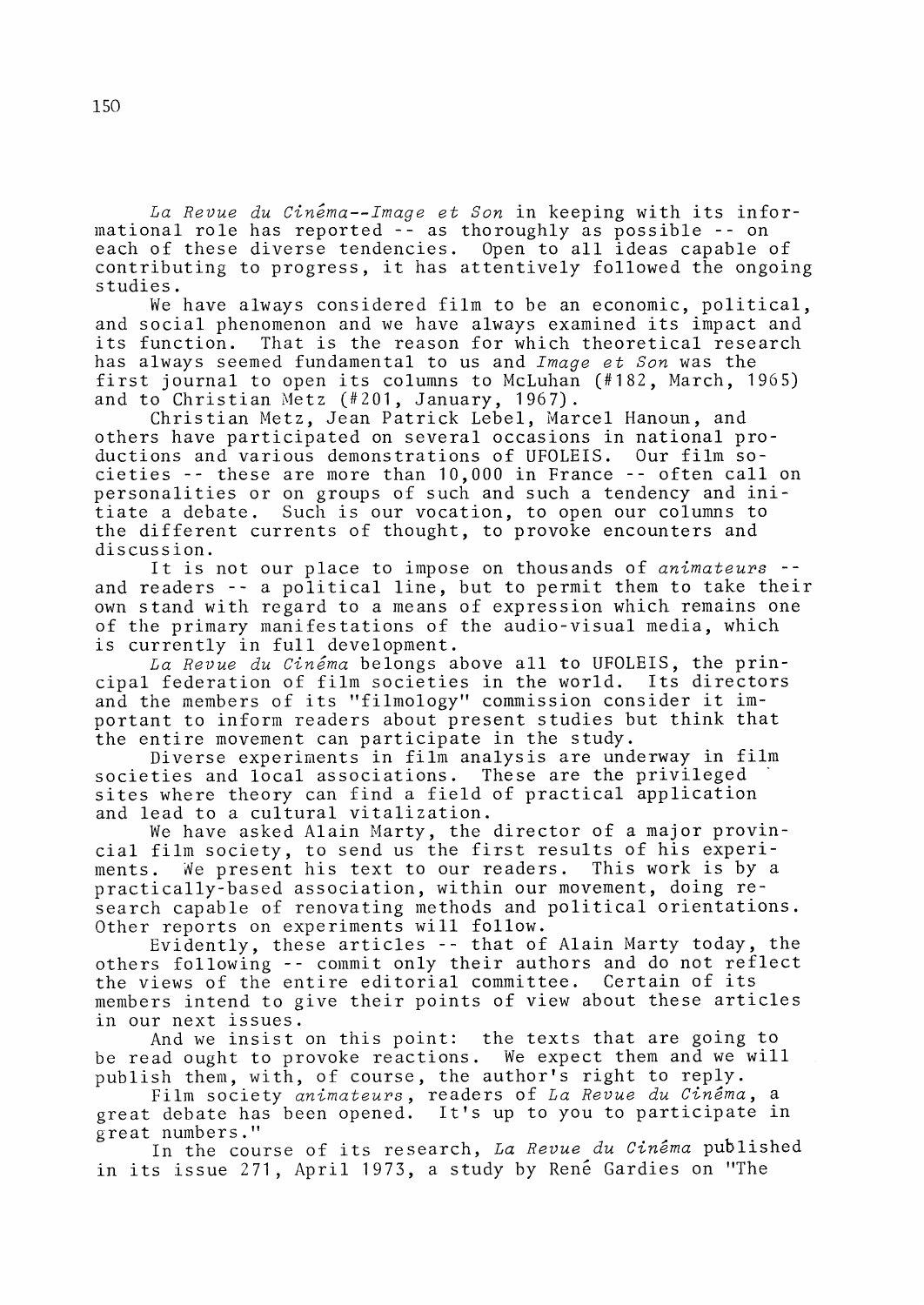*La Revue du Cinéma--Image et Son* in keeping with its informational role has reported -- as thoroughly as possible -- on each of these diverse tendencies. Open to all ideas capable of contributing to progress, it has attentively followed the ongoing studies.

We have always considered film to be an economic, political, and social phenomenon and we have always examined its impact and its function. That is the reason for which theoretical research has always seemed fundamental to us and *Image et Son* was the first journal to open its columns to McLuhan (#182, March, 1965) and to Christian Metz (#201, January, 1967).

Christian Metz, Jean Patrick Lebel, Marcel Hanoun, and others have participated on several occasions in national productions and various demonstrations of UFOLEIS. Our film societies -- these are more than 10,000 in France -- often call on personalities or on groups of such and such a tendency and initiate a debate. Such is our vocation, to open our columns to the different currents of thought, to provoke encounters and discussion.

It is not our place to impose on thousands of *animateurs* -- and readers -- a political line, but to permit them to take their own stand with regard to a means of expression which remains one of the primary manifestations of the audio-visual media, which is currently in full development.

*La Revue du Cinéma* belongs above all to UFOLEIS, the principal federation of film societies in the world. Its directors and the members of its "filmology" commission consider it important to inform readers about present studies but think that the entire movement can participate in the study.

Diverse experiments in film analysis are underway in film societies and local associations. These are the privileged sites where theory can find a field of practical application and lead to a cultural vitalization.

We have asked Alain Marty, the director of a major provincial film society, to send us the first results of his experiments. We present his text to our readers. This work is by a practically-based association, within our movement, doing research capable of renovating methods and political orientations. Other reports on experiments will follow.

Evidently, these articles -- that of Alain Marty today, the others following -- commit only their authors and do not reflect the views of the entire editorial committee. Certain of its members intend to give their points of view about these articles in our next issues.

And we insist on this point: the texts that are going to be read ought to provoke reactions. We expect them and we will publish them, with, of course, the author's right to reply.

Film society *animateurs*, readers of *La Revue du Cinéma*, a great debate has been opened. It's up to you to participate in great numbers."

In the course of its research, *La Revue du Cinéma* published in its issue 271, April 1973, a study by René Gardies on "The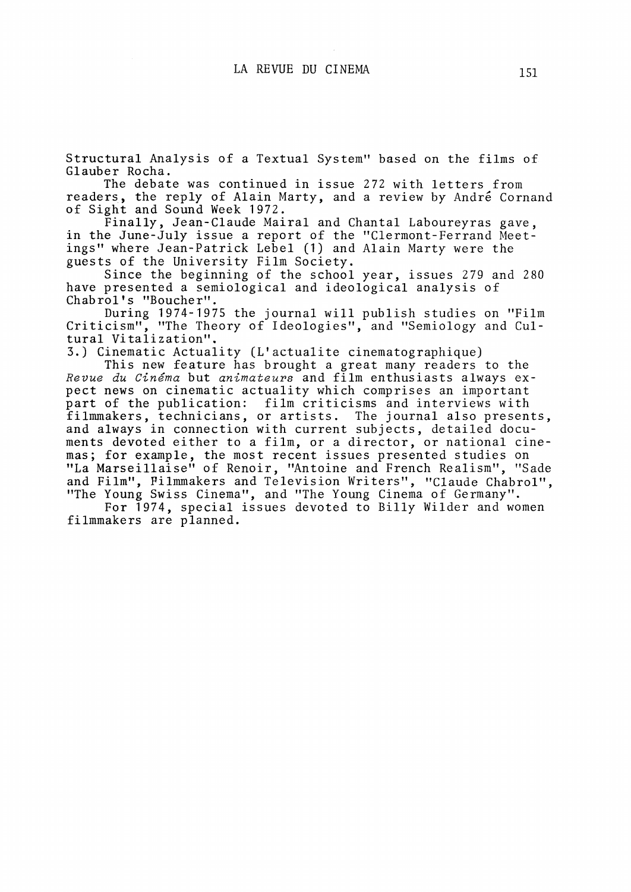Structural Analysis of a Textual System" based on the films of Glauber Rocha.

The debate was continued in issue 272 with letters from readers, the reply of Alain Marty, and a review by André Cornand of Sight and Sound Week 1972.

Finally, Jean-Claude Mairal and Chantal Laboureyras gave, in the June-July issue a report of the "Clermont-Ferrand Meetings" where Jean-Patrick Lebel (1) and Alain Marty were the guests of the University Film Society.

Since the beginning of the school year, issues 279 and 280 have presented a semiological and ideological analysis of Chabrol's "Boucher".

During 1974-1975 the journal will publish studies on "Film Criticism", "The Theory of Ideologies", and "Semiology and Cultural Vitalization".

3.) Cinematic Actuality (L'actualite cinematographique)

This new feature has brought a great many readers to the *Revue du Cinéma* but *animateurs* and film enthusiasts always expect news on cinematic actuality which comprises an important part of the publication: film criticisms and interviews with filmmakers, technicians, or artists. The journal also presents, and always in connection with current subjects, detailed documents devoted either to a film, or a director, or national cinemas; for example, the most recent issues presented studies on "La Marseillaise" of Renoir, "Antoine and French Realism", "Sade and Film", Filmmakers and Television Writers", "Claude Chabrol", "The Young Swiss Cinema", and "The Young Cinema of Germany".

For 1974, special issues devoted to Billy Wilder and women filmmakers are planned.